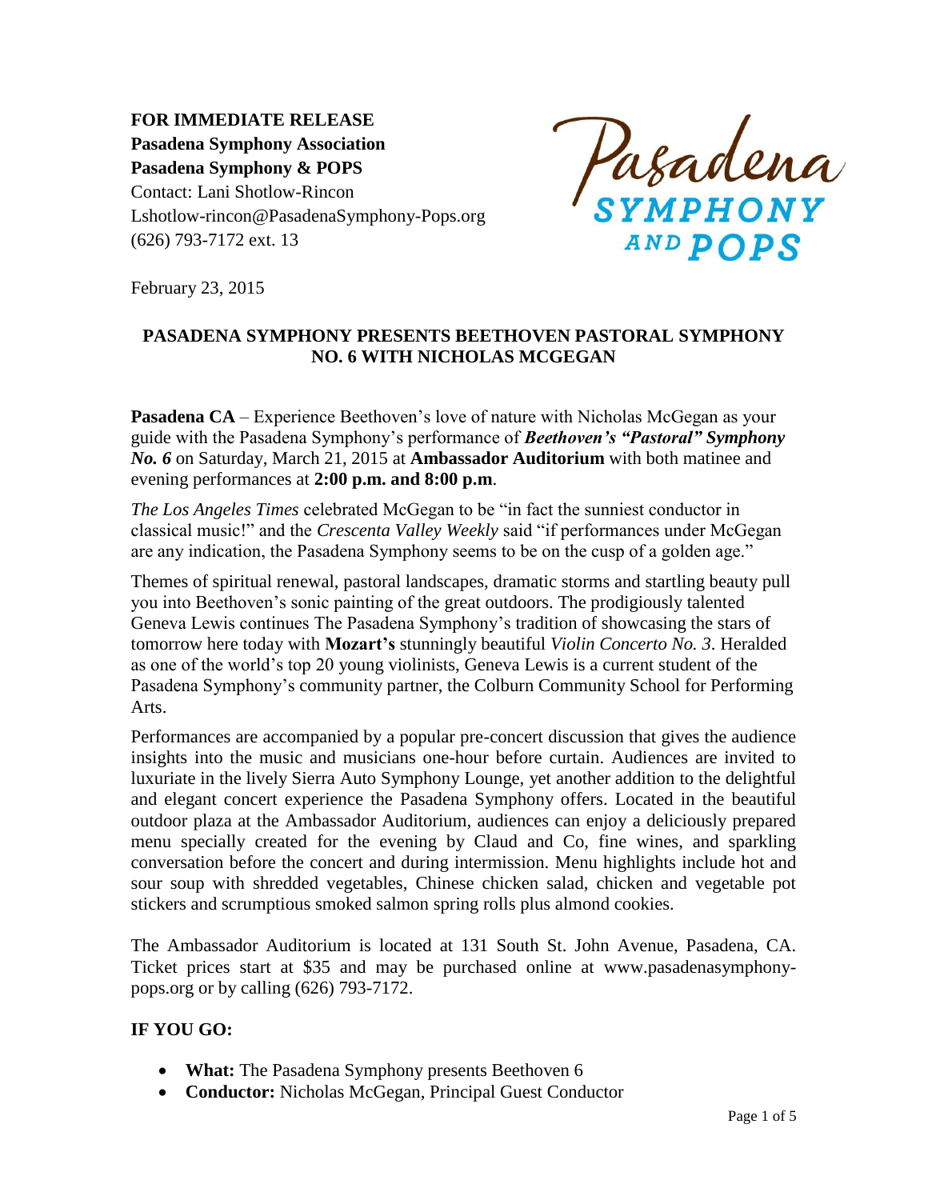**FOR IMMEDIATE RELEASE**
**Pasadena Symphony Association**
**Pasadena Symphony & POPS**
Contact: Lani Shotlow-Rincon
Lshotlow-rincon@PasadenaSymphony-Pops.org
(626) 793-7172 ext. 13

Pasadena SYMPHONY AND POPS

February 23, 2015

## PASADENA SYMPHONY PRESENTS BEETHOVEN PASTORAL SYMPHONY NO. 6 WITH NICHOLAS MCGEGAN

**Pasadena CA** – Experience Beethoven's love of nature with Nicholas McGegan as your guide with the Pasadena Symphony's performance of ***Beethoven's "Pastoral" Symphony No. 6*** on Saturday, March 21, 2015 at **Ambassador Auditorium** with both matinee and evening performances at **2:00 p.m. and 8:00 p.m**.

*The Los Angeles Times* celebrated McGegan to be "in fact the sunniest conductor in classical music!" and the *Crescenta Valley Weekly* said "if performances under McGegan are any indication, the Pasadena Symphony seems to be on the cusp of a golden age."

Themes of spiritual renewal, pastoral landscapes, dramatic storms and startling beauty pull you into Beethoven's sonic painting of the great outdoors. The prodigiously talented Geneva Lewis continues The Pasadena Symphony's tradition of showcasing the stars of tomorrow here today with **Mozart's** stunningly beautiful *Violin Concerto No. 3*. Heralded as one of the world's top 20 young violinists, Geneva Lewis is a current student of the Pasadena Symphony's community partner, the Colburn Community School for Performing Arts.

Performances are accompanied by a popular pre-concert discussion that gives the audience insights into the music and musicians one-hour before curtain. Audiences are invited to luxuriate in the lively Sierra Auto Symphony Lounge, yet another addition to the delightful and elegant concert experience the Pasadena Symphony offers. Located in the beautiful outdoor plaza at the Ambassador Auditorium, audiences can enjoy a deliciously prepared menu specially created for the evening by Claud and Co, fine wines, and sparkling conversation before the concert and during intermission. Menu highlights include hot and sour soup with shredded vegetables, Chinese chicken salad, chicken and vegetable pot stickers and scrumptious smoked salmon spring rolls plus almond cookies.

The Ambassador Auditorium is located at 131 South St. John Avenue, Pasadena, CA. Ticket prices start at $35 and may be purchased online at www.pasadenasymphony-pops.org or by calling (626) 793-7172.

**IF YOU GO:**

- **What:** The Pasadena Symphony presents Beethoven 6
- **Conductor:** Nicholas McGegan, Principal Guest Conductor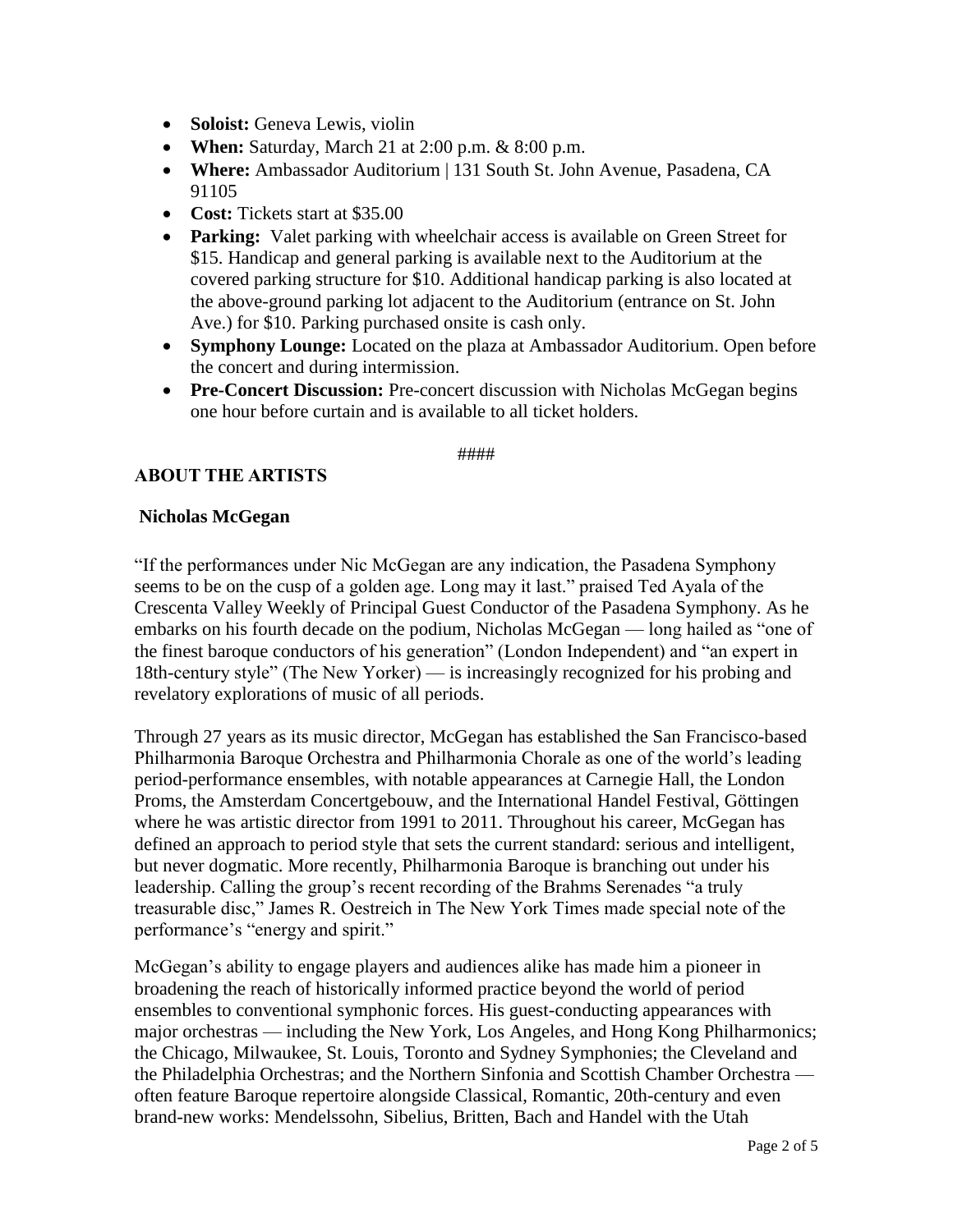- **Soloist:** Geneva Lewis, violin
- **When:** Saturday, March 21 at 2:00 p.m. & 8:00 p.m.
- **Where:** Ambassador Auditorium | 131 South St. John Avenue, Pasadena, CA 91105
- **Cost:** Tickets start at $35.00
- **Parking:** Valet parking with wheelchair access is available on Green Street for $15. Handicap and general parking is available next to the Auditorium at the covered parking structure for $10. Additional handicap parking is also located at the above-ground parking lot adjacent to the Auditorium (entrance on St. John Ave.) for $10. Parking purchased onsite is cash only.
- **Symphony Lounge:** Located on the plaza at Ambassador Auditorium. Open before the concert and during intermission.
- **Pre-Concert Discussion:** Pre-concert discussion with Nicholas McGegan begins one hour before curtain and is available to all ticket holders.

####

## ABOUT THE ARTISTS

### Nicholas McGegan

"If the performances under Nic McGegan are any indication, the Pasadena Symphony seems to be on the cusp of a golden age. Long may it last." praised Ted Ayala of the Crescenta Valley Weekly of Principal Guest Conductor of the Pasadena Symphony. As he embarks on his fourth decade on the podium, Nicholas McGegan — long hailed as "one of the finest baroque conductors of his generation" (London Independent) and "an expert in 18th-century style" (The New Yorker) — is increasingly recognized for his probing and revelatory explorations of music of all periods.

Through 27 years as its music director, McGegan has established the San Francisco-based Philharmonia Baroque Orchestra and Philharmonia Chorale as one of the world's leading period-performance ensembles, with notable appearances at Carnegie Hall, the London Proms, the Amsterdam Concertgebouw, and the International Handel Festival, Göttingen where he was artistic director from 1991 to 2011. Throughout his career, McGegan has defined an approach to period style that sets the current standard: serious and intelligent, but never dogmatic. More recently, Philharmonia Baroque is branching out under his leadership. Calling the group's recent recording of the Brahms Serenades "a truly treasurable disc," James R. Oestreich in The New York Times made special note of the performance's "energy and spirit."

McGegan's ability to engage players and audiences alike has made him a pioneer in broadening the reach of historically informed practice beyond the world of period ensembles to conventional symphonic forces. His guest-conducting appearances with major orchestras — including the New York, Los Angeles, and Hong Kong Philharmonics; the Chicago, Milwaukee, St. Louis, Toronto and Sydney Symphonies; the Cleveland and the Philadelphia Orchestras; and the Northern Sinfonia and Scottish Chamber Orchestra — often feature Baroque repertoire alongside Classical, Romantic, 20th-century and even brand-new works: Mendelssohn, Sibelius, Britten, Bach and Handel with the Utah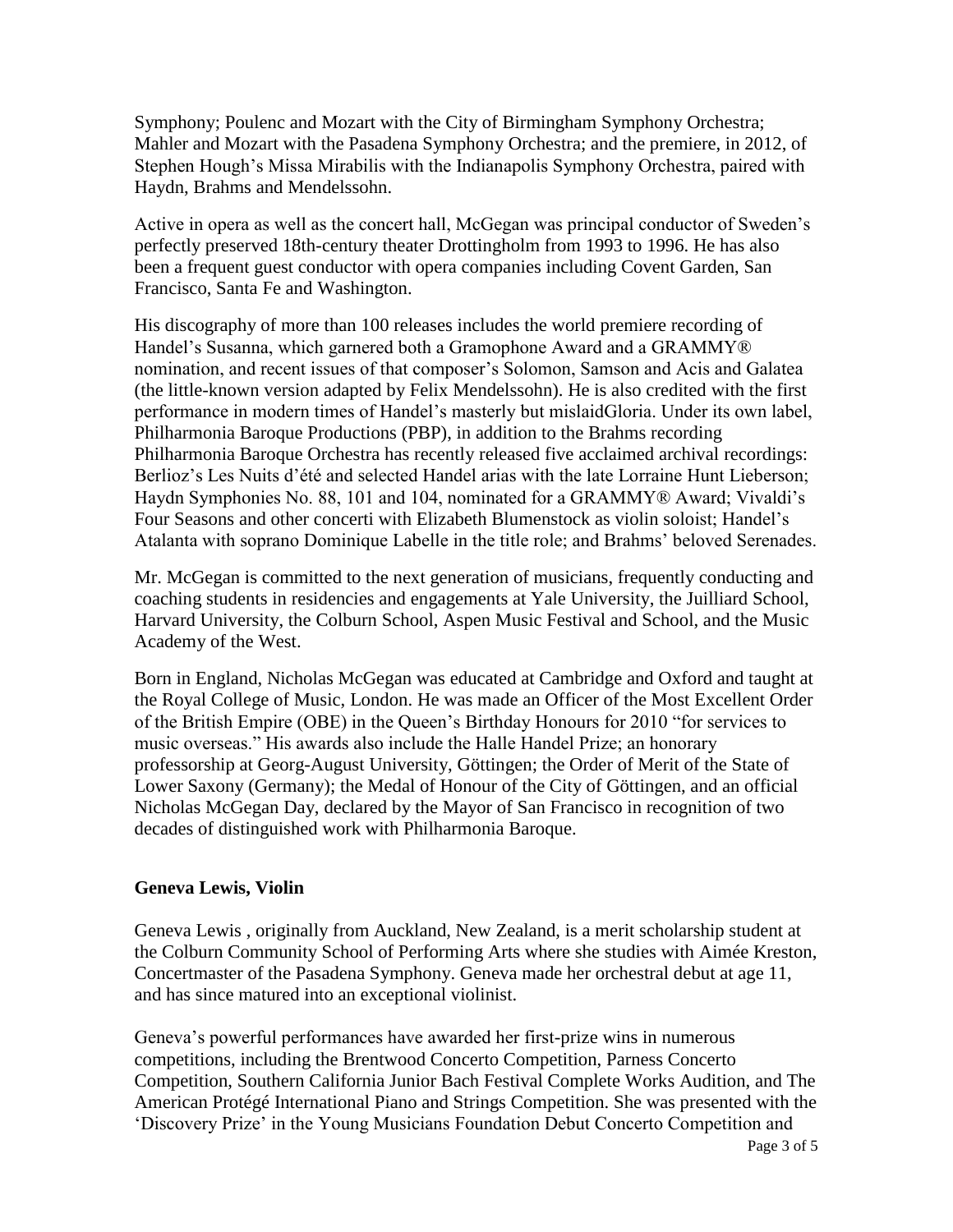Symphony; Poulenc and Mozart with the City of Birmingham Symphony Orchestra; Mahler and Mozart with the Pasadena Symphony Orchestra; and the premiere, in 2012, of Stephen Hough's Missa Mirabilis with the Indianapolis Symphony Orchestra, paired with Haydn, Brahms and Mendelssohn.

Active in opera as well as the concert hall, McGegan was principal conductor of Sweden's perfectly preserved 18th-century theater Drottingholm from 1993 to 1996. He has also been a frequent guest conductor with opera companies including Covent Garden, San Francisco, Santa Fe and Washington.

His discography of more than 100 releases includes the world premiere recording of Handel's Susanna, which garnered both a Gramophone Award and a GRAMMY® nomination, and recent issues of that composer's Solomon, Samson and Acis and Galatea (the little-known version adapted by Felix Mendelssohn). He is also credited with the first performance in modern times of Handel's masterly but mislaidGloria. Under its own label, Philharmonia Baroque Productions (PBP), in addition to the Brahms recording Philharmonia Baroque Orchestra has recently released five acclaimed archival recordings: Berlioz's Les Nuits d'été and selected Handel arias with the late Lorraine Hunt Lieberson; Haydn Symphonies No. 88, 101 and 104, nominated for a GRAMMY® Award; Vivaldi's Four Seasons and other concerti with Elizabeth Blumenstock as violin soloist; Handel's Atalanta with soprano Dominique Labelle in the title role; and Brahms' beloved Serenades.

Mr. McGegan is committed to the next generation of musicians, frequently conducting and coaching students in residencies and engagements at Yale University, the Juilliard School, Harvard University, the Colburn School, Aspen Music Festival and School, and the Music Academy of the West.

Born in England, Nicholas McGegan was educated at Cambridge and Oxford and taught at the Royal College of Music, London. He was made an Officer of the Most Excellent Order of the British Empire (OBE) in the Queen's Birthday Honours for 2010 "for services to music overseas." His awards also include the Halle Handel Prize; an honorary professorship at Georg-August University, Göttingen; the Order of Merit of the State of Lower Saxony (Germany); the Medal of Honour of the City of Göttingen, and an official Nicholas McGegan Day, declared by the Mayor of San Francisco in recognition of two decades of distinguished work with Philharmonia Baroque.

**Geneva Lewis, Violin**

Geneva Lewis , originally from Auckland, New Zealand, is a merit scholarship student at the Colburn Community School of Performing Arts where she studies with Aimée Kreston, Concertmaster of the Pasadena Symphony. Geneva made her orchestral debut at age 11, and has since matured into an exceptional violinist.

Geneva's powerful performances have awarded her first-prize wins in numerous competitions, including the Brentwood Concerto Competition, Parness Concerto Competition, Southern California Junior Bach Festival Complete Works Audition, and The American Protégé International Piano and Strings Competition. She was presented with the 'Discovery Prize' in the Young Musicians Foundation Debut Concerto Competition and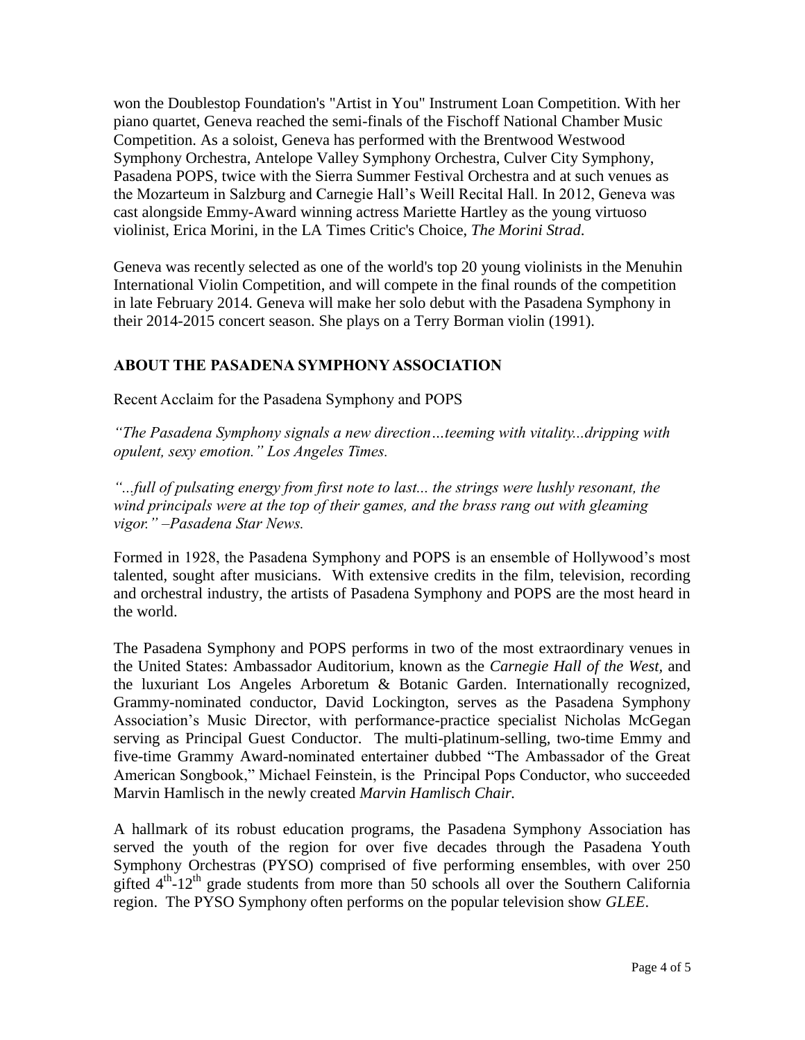won the Doublestop Foundation's "Artist in You" Instrument Loan Competition. With her piano quartet, Geneva reached the semi-finals of the Fischoff National Chamber Music Competition. As a soloist, Geneva has performed with the Brentwood Westwood Symphony Orchestra, Antelope Valley Symphony Orchestra, Culver City Symphony, Pasadena POPS, twice with the Sierra Summer Festival Orchestra and at such venues as the Mozarteum in Salzburg and Carnegie Hall's Weill Recital Hall. In 2012, Geneva was cast alongside Emmy-Award winning actress Mariette Hartley as the young virtuoso violinist, Erica Morini, in the LA Times Critic's Choice, *The Morini Strad*.

Geneva was recently selected as one of the world's top 20 young violinists in the Menuhin International Violin Competition, and will compete in the final rounds of the competition in late February 2014. Geneva will make her solo debut with the Pasadena Symphony in their 2014-2015 concert season. She plays on a Terry Borman violin (1991).

## ABOUT THE PASADENA SYMPHONY ASSOCIATION

Recent Acclaim for the Pasadena Symphony and POPS

*"The Pasadena Symphony signals a new direction…teeming with vitality...dripping with opulent, sexy emotion." Los Angeles Times.*

*"...full of pulsating energy from first note to last... the strings were lushly resonant, the wind principals were at the top of their games, and the brass rang out with gleaming vigor." –Pasadena Star News.*

Formed in 1928, the Pasadena Symphony and POPS is an ensemble of Hollywood's most talented, sought after musicians. With extensive credits in the film, television, recording and orchestral industry, the artists of Pasadena Symphony and POPS are the most heard in the world.

The Pasadena Symphony and POPS performs in two of the most extraordinary venues in the United States: Ambassador Auditorium, known as the *Carnegie Hall of the West*, and the luxuriant Los Angeles Arboretum & Botanic Garden. Internationally recognized, Grammy-nominated conductor, David Lockington, serves as the Pasadena Symphony Association's Music Director, with performance-practice specialist Nicholas McGegan serving as Principal Guest Conductor. The multi-platinum-selling, two-time Emmy and five-time Grammy Award-nominated entertainer dubbed "The Ambassador of the Great American Songbook," Michael Feinstein, is the Principal Pops Conductor, who succeeded Marvin Hamlisch in the newly created *Marvin Hamlisch Chair.*

A hallmark of its robust education programs, the Pasadena Symphony Association has served the youth of the region for over five decades through the Pasadena Youth Symphony Orchestras (PYSO) comprised of five performing ensembles, with over 250 gifted 4th-12th grade students from more than 50 schools all over the Southern California region. The PYSO Symphony often performs on the popular television show *GLEE*.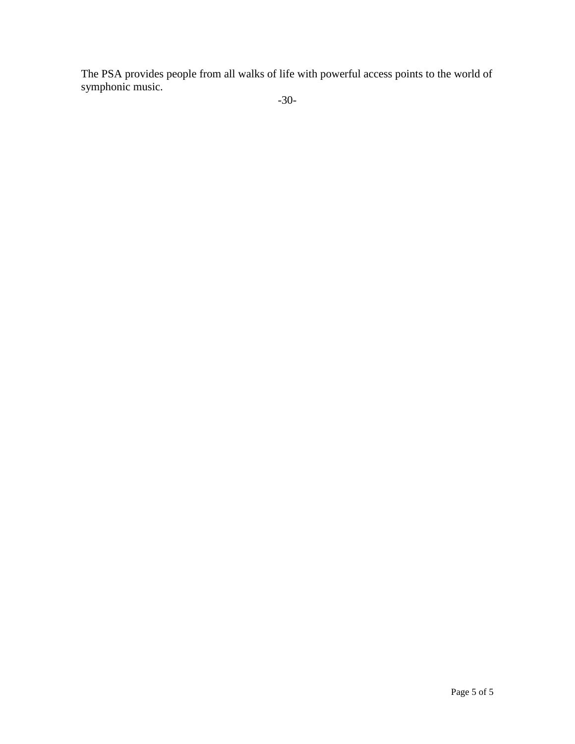The PSA provides people from all walks of life with powerful access points to the world of symphonic music.

-30-